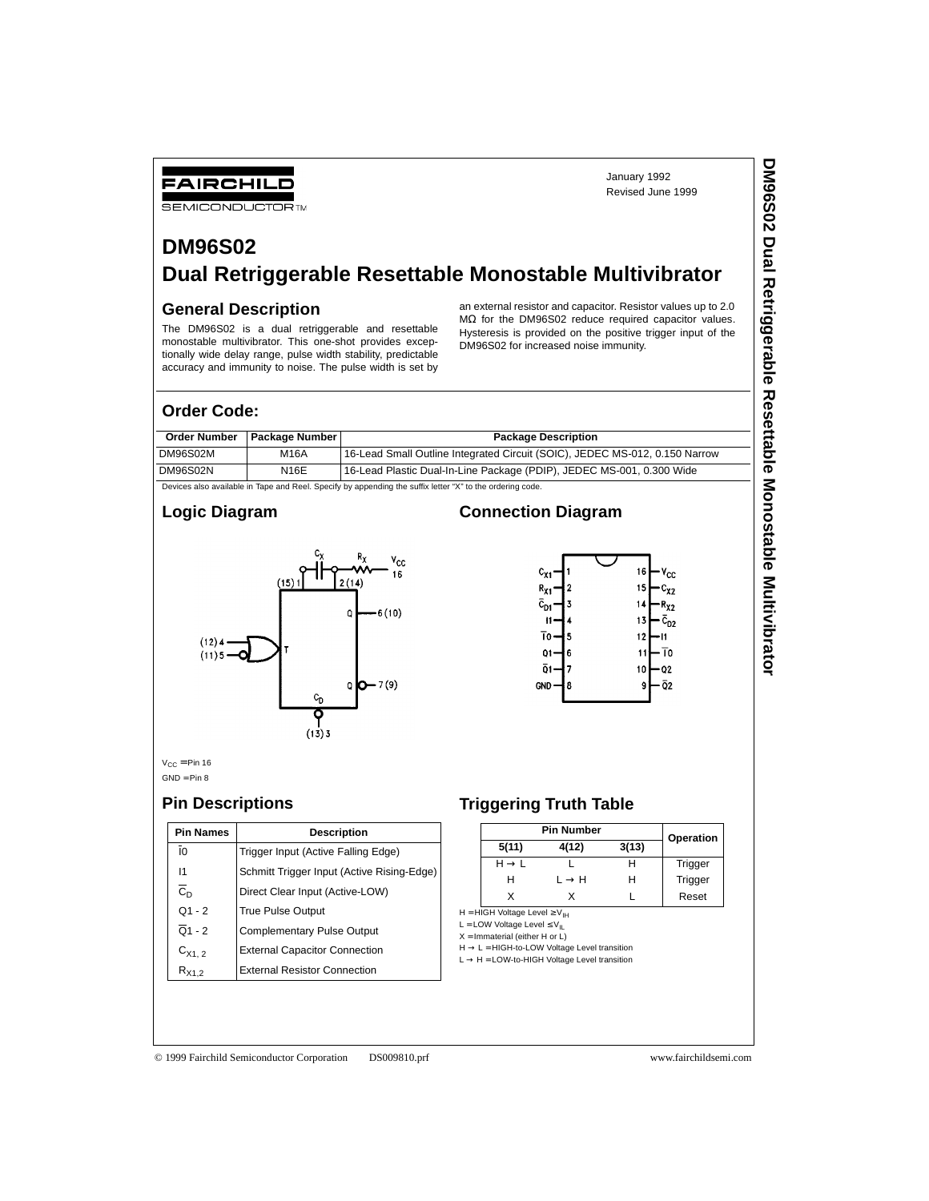FAIRCHILD SEMICONDUCTOR™

January 1992
Revised June 1999

# DM96S02
# Dual Retriggerable Resettable Monostable Multivibrator

## General Description

The DM96S02 is a dual retriggerable and resettable monostable multivibrator. This one-shot provides exceptionally wide delay range, pulse width stability, predictable accuracy and immunity to noise. The pulse width is set by an external resistor and capacitor. Resistor values up to 2.0 MΩ for the DM96S02 reduce required capacitor values. Hysteresis is provided on the positive trigger input of the DM96S02 for increased noise immunity.

## Order Code:

| Order Number | Package Number | Package Description |
|---|---|---|
| DM96S02M | M16A | 16-Lead Small Outline Integrated Circuit (SOIC), JEDEC MS-012, 0.150 Narrow |
| DM96S02N | N16E | 16-Lead Plastic Dual-In-Line Package (PDIP), JEDEC MS-001, 0.300 Wide |

Devices also available in Tape and Reel. Specify by appending the suffix letter "X" to the ordering code.

## Logic Diagram

$V_{CC}$ = Pin 16
GND = Pin 8

## Connection Diagram

## Pin Descriptions

| Pin Names | Description |
|---|---|
| $\overline{I0}$ | Trigger Input (Active Falling Edge) |
| I1 | Schmitt Trigger Input (Active Rising-Edge) |
| $\overline{C}_D$ | Direct Clear Input (Active-LOW) |
| Q1 - 2 | True Pulse Output |
| $\overline{Q}$1 - 2 | Complementary Pulse Output |
| $C_{X1,\ 2}$ | External Capacitor Connection |
| $R_{X1,2}$ | External Resistor Connection |

## Triggering Truth Table

| Pin Number | | | Operation |
|---|---|---|---|
| 5(11) | 4(12) | 3(13) | |
| H → L | L | H | Trigger |
| H | L → H | H | Trigger |
| X | X | L | Reset |

H = HIGH Voltage Level ≥ $V_{IH}$
L = LOW Voltage Level ≤ $V_{IL}$
X = Immaterial (either H or L)
H → L = HIGH-to-LOW Voltage Level transition
L → H = LOW-to-HIGH Voltage Level transition

© 1999 Fairchild Semiconductor Corporation DS009810.prf www.fairchildsemi.com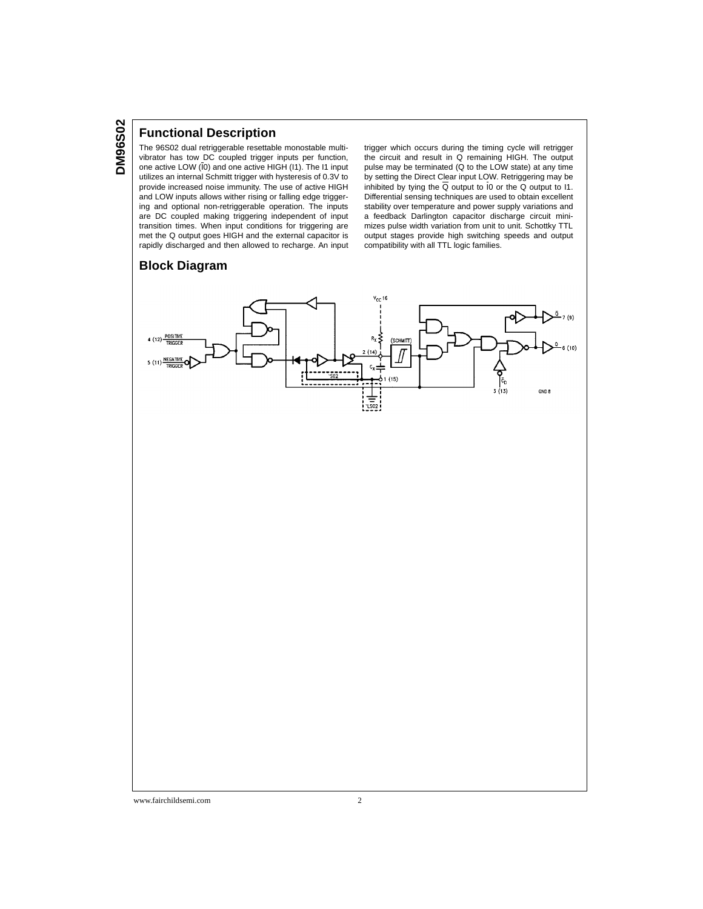## Functional Description

The 96S02 dual retriggerable resettable monostable multivibrator has tow DC coupled trigger inputs per function, one active LOW ($\overline{I0}$) and one active HIGH (I1). The I1 input utilizes an internal Schmitt trigger with hysteresis of 0.3V to provide increased noise immunity. The use of active HIGH and LOW inputs allows wither rising or falling edge triggering and optional non-retriggerable operation. The inputs are DC coupled making triggering independent of input transition times. When input conditions for triggering are met the Q output goes HIGH and the external capacitor is rapidly discharged and then allowed to recharge. An input trigger which occurs during the timing cycle will retrigger the circuit and result in Q remaining HIGH. The output pulse may be terminated (Q to the LOW state) at any time by setting the Direct Clear input LOW. Retriggering may be inhibited by tying the $\overline{Q}$ output to $\overline{I0}$ or the Q output to I1. Differential sensing techniques are used to obtain excellent stability over temperature and power supply variations and a feedback Darlington capacitor discharge circuit minimizes pulse width variation from unit to unit. Schottky TTL output stages provide high switching speeds and output compatibility with all TTL logic families.

## Block Diagram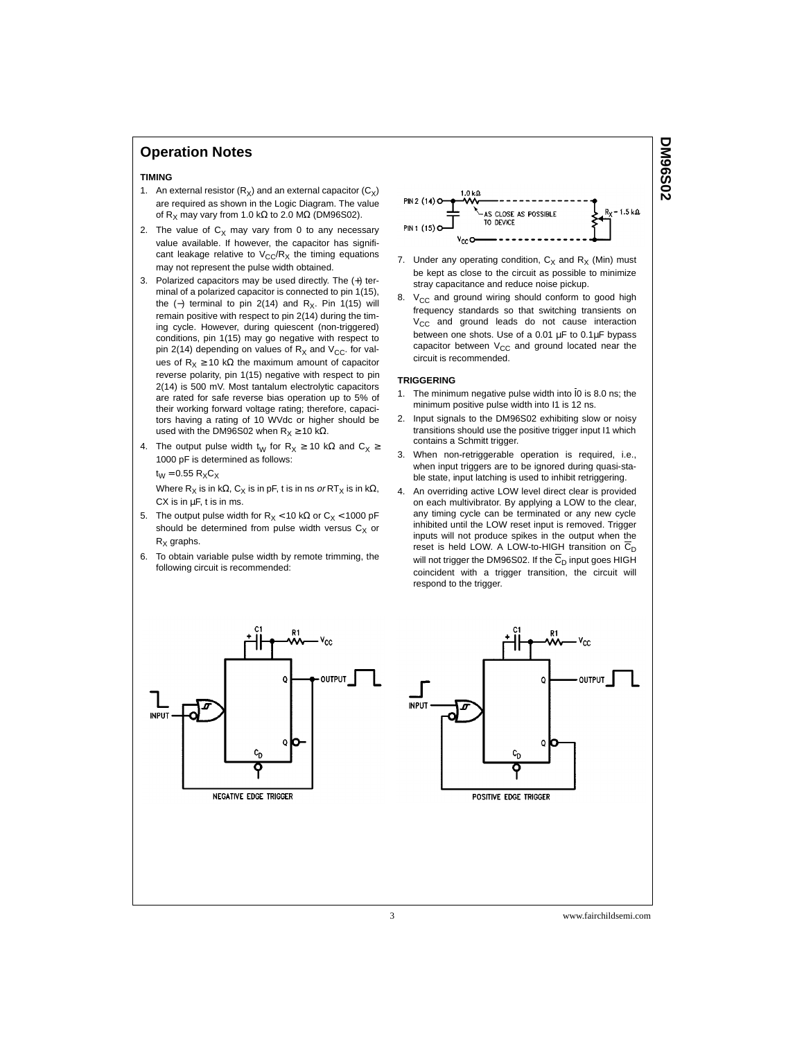## Operation Notes

### TIMING

1. An external resistor ($R_X$) and an external capacitor ($C_X$) are required as shown in the Logic Diagram. The value of $R_X$ may vary from 1.0 kΩ to 2.0 MΩ (DM96S02).
2. The value of $C_X$ may vary from 0 to any necessary value available. If however, the capacitor has significant leakage relative to $V_{CC}/R_X$ the timing equations may not represent the pulse width obtained.
3. Polarized capacitors may be used directly. The (+) terminal of a polarized capacitor is connected to pin 1(15), the (−) terminal to pin 2(14) and $R_X$. Pin 1(15) will remain positive with respect to pin 2(14) during the timing cycle. However, during quiescent (non-triggered) conditions, pin 1(15) may go negative with respect to pin 2(14) depending on values of $R_X$ and $V_{CC}$. for values of $R_X \geq 10$ kΩ the maximum amount of capacitor reverse polarity, pin 1(15) negative with respect to pin 2(14) is 500 mV. Most tantalum electrolytic capacitors are rated for safe reverse bias operation up to 5% of their working forward voltage rating; therefore, capacitors having a rating of 10 WVdc or higher should be used with the DM96S02 when $R_X \geq 10$ kΩ.
4. The output pulse width $t_W$ for $R_X \geq 10$ kΩ and $C_X \geq$ 1000 pF is determined as follows:

   $t_W = 0.55\ R_X C_X$

   Where $R_X$ is in kΩ, $C_X$ is in pF, t is in ns *or* $RT_X$ is in kΩ, CX is in µF, t is in ms.
5. The output pulse width for $R_X < 10$ kΩ or $C_X < 1000$ pF should be determined from pulse width versus $C_X$ or $R_X$ graphs.
6. To obtain variable pulse width by remote trimming, the following circuit is recommended:

   PIN 2 (14), PIN 1 (15), $V_{CC}$, 1.0 kΩ, AS CLOSE AS POSSIBLE TO DEVICE, $R_X$ − 1.5 kΩ

7. Under any operating condition, $C_X$ and $R_X$ (Min) must be kept as close to the circuit as possible to minimize stray capacitance and reduce noise pickup.
8. $V_{CC}$ and ground wiring should conform to good high frequency standards so that switching transients on $V_{CC}$ and ground leads do not cause interaction between one shots. Use of a 0.01 µF to 0.1µF bypass capacitor between $V_{CC}$ and ground located near the circuit is recommended.

### TRIGGERING

1. The minimum negative pulse width into $\bar{I}0$ is 8.0 ns; the minimum positive pulse width into I1 is 12 ns.
2. Input signals to the DM96S02 exhibiting slow or noisy transitions should use the positive trigger input I1 which contains a Schmitt trigger.
3. When non-retriggerable operation is required, i.e., when input triggers are to be ignored during quasi-stable state, input latching is used to inhibit retriggering.
4. An overriding active LOW level direct clear is provided on each multivibrator. By applying a LOW to the clear, any timing cycle can be terminated or any new cycle inhibited until the LOW reset input is removed. Trigger inputs will not produce spikes in the output when the reset is held LOW. A LOW-to-HIGH transition on $\overline{C}_D$ will not trigger the DM96S02. If the $\overline{C}_D$ input goes HIGH coincident with a trigger transition, the circuit will respond to the trigger.

NEGATIVE EDGE TRIGGER

POSITIVE EDGE TRIGGER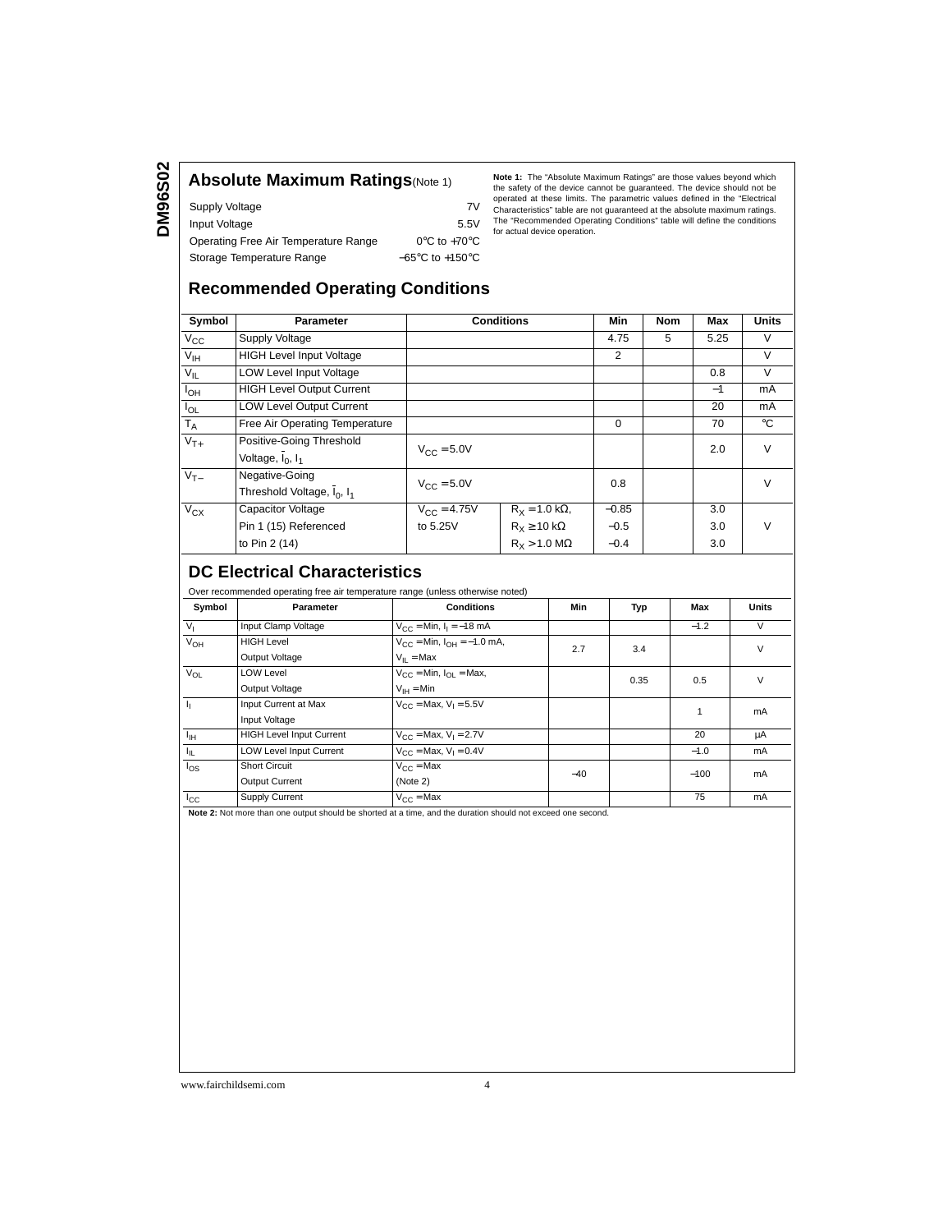## Absolute Maximum Ratings (Note 1)

| | |
|---|---|
| Supply Voltage | 7V |
| Input Voltage | 5.5V |
| Operating Free Air Temperature Range | 0°C to +70°C |
| Storage Temperature Range | −65°C to +150°C |

**Note 1:** The "Absolute Maximum Ratings" are those values beyond which the safety of the device cannot be guaranteed. The device should not be operated at these limits. The parametric values defined in the "Electrical Characteristics" table are not guaranteed at the absolute maximum ratings. The "Recommended Operating Conditions" table will define the conditions for actual device operation.

## Recommended Operating Conditions

| Symbol | Parameter | Conditions | | Min | Nom | Max | Units |
|---|---|---|---|---|---|---|---|
| $V_{CC}$ | Supply Voltage | | | 4.75 | 5 | 5.25 | V |
| $V_{IH}$ | HIGH Level Input Voltage | | | 2 | | | V |
| $V_{IL}$ | LOW Level Input Voltage | | | | | 0.8 | V |
| $I_{OH}$ | HIGH Level Output Current | | | | | −1 | mA |
| $I_{OL}$ | LOW Level Output Current | | | | | 20 | mA |
| $T_A$ | Free Air Operating Temperature | | | 0 | | 70 | °C |
| $V_{T+}$ | Positive-Going Threshold Voltage, $\bar{I}_0$, $I_1$ | $V_{CC} = 5.0V$ | | | | 2.0 | V |
| $V_{T-}$ | Negative-Going Threshold Voltage, $\bar{I}_0$, $I_1$ | $V_{CC} = 5.0V$ | | 0.8 | | | V |
| $V_{CX}$ | Capacitor Voltage Pin 1 (15) Referenced to Pin 2 (14) | $V_{CC} = 4.75V$ to 5.25V | $R_X = 1.0\ k\Omega$, | −0.85 | | 3.0 | V |
| | | | $R_X \geq 10\ k\Omega$ | −0.5 | | 3.0 | V |
| | | | $R_X > 1.0\ M\Omega$ | −0.4 | | 3.0 | V |

## DC Electrical Characteristics

Over recommended operating free air temperature range (unless otherwise noted)

| Symbol | Parameter | Conditions | Min | Typ | Max | Units |
|---|---|---|---|---|---|---|
| $V_I$ | Input Clamp Voltage | $V_{CC} = Min$, $I_I = -18\ mA$ | | | −1.2 | V |
| $V_{OH}$ | HIGH Level Output Voltage | $V_{CC} = Min$, $I_{OH} = -1.0\ mA$, $V_{IL} = Max$ | 2.7 | 3.4 | | V |
| $V_{OL}$ | LOW Level Output Voltage | $V_{CC} = Min$, $I_{OL} = Max$, $V_{IH} = Min$ | | 0.35 | 0.5 | V |
| $I_I$ | Input Current at Max Input Voltage | $V_{CC} = Max$, $V_I = 5.5V$ | | | 1 | mA |
| $I_{IH}$ | HIGH Level Input Current | $V_{CC} = Max$, $V_I = 2.7V$ | | | 20 | μA |
| $I_{IL}$ | LOW Level Input Current | $V_{CC} = Max$, $V_I = 0.4V$ | | | −1.0 | mA |
| $I_{OS}$ | Short Circuit Output Current | $V_{CC} = Max$ (Note 2) | −40 | | −100 | mA |
| $I_{CC}$ | Supply Current | $V_{CC} = Max$ | | | 75 | mA |

**Note 2:** Not more than one output should be shorted at a time, and the duration should not exceed one second.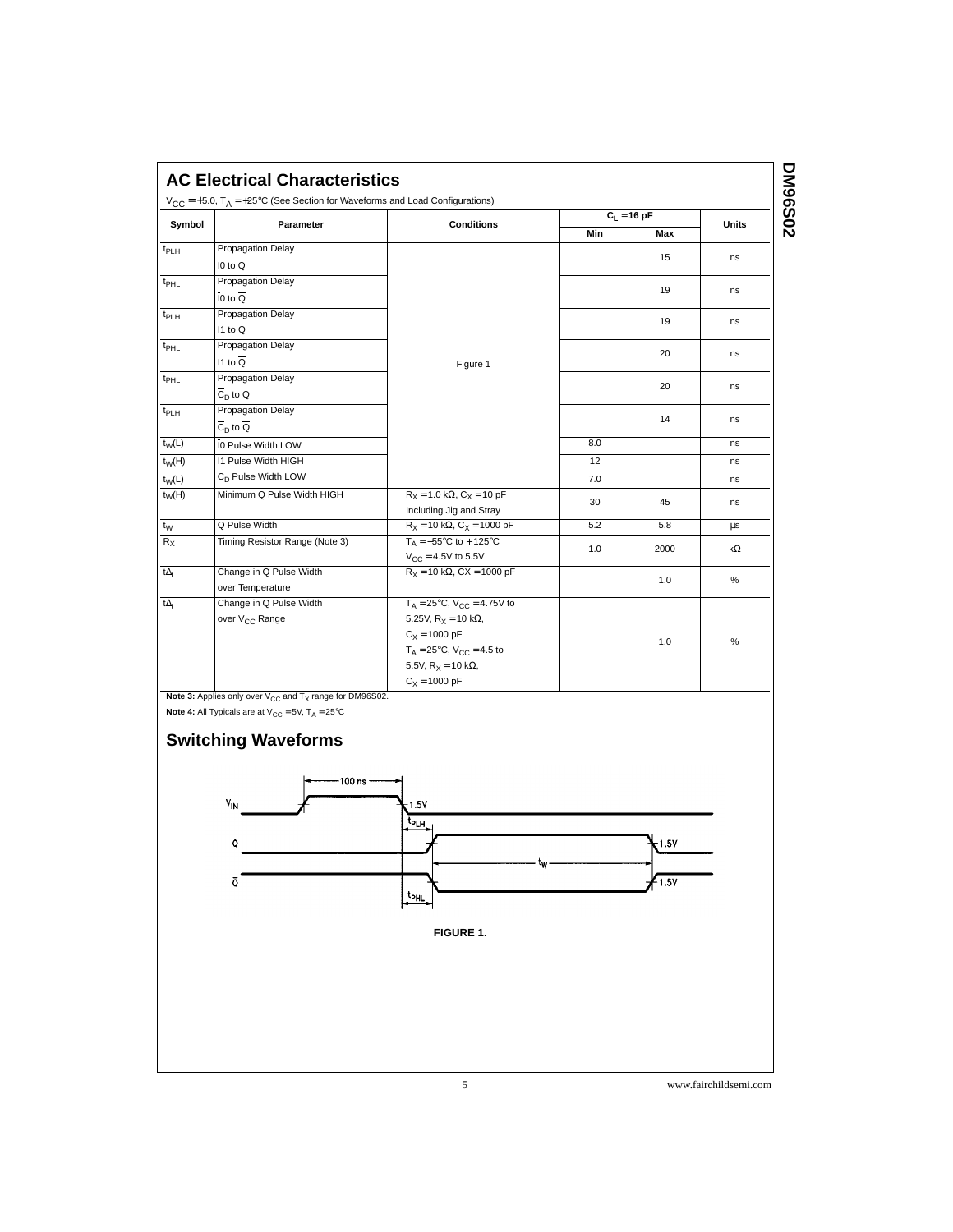## AC Electrical Characteristics

$V_{CC}$ = +5.0, $T_A$ = +25°C (See Section for Waveforms and Load Configurations)

| Symbol | Parameter | Conditions | $C_L$ = 16 pF | | Units |
|---|---|---|---|---|---|
| | | | Min | Max | |
| $t_{PLH}$ | Propagation Delay $\overline{I0}$ to Q | Figure 1 | | 15 | ns |
| $t_{PHL}$ | Propagation Delay $\overline{I0}$ to $\overline{Q}$ | | | 19 | ns |
| $t_{PLH}$ | Propagation Delay I1 to Q | | | 19 | ns |
| $t_{PHL}$ | Propagation Delay I1 to $\overline{Q}$ | | | 20 | ns |
| $t_{PHL}$ | Propagation Delay $\overline{C}_D$ to Q | | | 20 | ns |
| $t_{PLH}$ | Propagation Delay $\overline{C}_D$ to $\overline{Q}$ | | | 14 | ns |
| $t_W(L)$ | $\overline{I0}$ Pulse Width LOW | | 8.0 | | ns |
| $t_W(H)$ | I1 Pulse Width HIGH | | 12 | | ns |
| $t_W(L)$ | $C_D$ Pulse Width LOW | | 7.0 | | ns |
| $t_W(H)$ | Minimum Q Pulse Width HIGH | $R_X$ = 1.0 kΩ, $C_X$ = 10 pF Including Jig and Stray | 30 | 45 | ns |
| $t_W$ | Q Pulse Width | $R_X$ = 10 kΩ, $C_X$ = 1000 pF | 5.2 | 5.8 | µs |
| $R_X$ | Timing Resistor Range (Note 3) | $T_A$ = −55°C to +125°C $V_{CC}$ = 4.5V to 5.5V | 1.0 | 2000 | kΩ |
| $t\Delta_t$ | Change in Q Pulse Width over Temperature | $R_X$ = 10 kΩ, CX = 1000 pF | | 1.0 | % |
| $t\Delta_t$ | Change in Q Pulse Width over $V_{CC}$ Range | $T_A$ = 25°C, $V_{CC}$ = 4.75V to 5.25V, $R_X$ = 10 kΩ, $C_X$ = 1000 pF; $T_A$ = 25°C, $V_{CC}$ = 4.5 to 5.5V, $R_X$ = 10 kΩ, $C_X$ = 1000 pF | | 1.0 | % |

**Note 3:** Applies only over $V_{CC}$ and $T_X$ range for DM96S02.

**Note 4:** All Typicals are at $V_{CC}$ = 5V, $T_A$ = 25°C

## Switching Waveforms

**FIGURE 1.**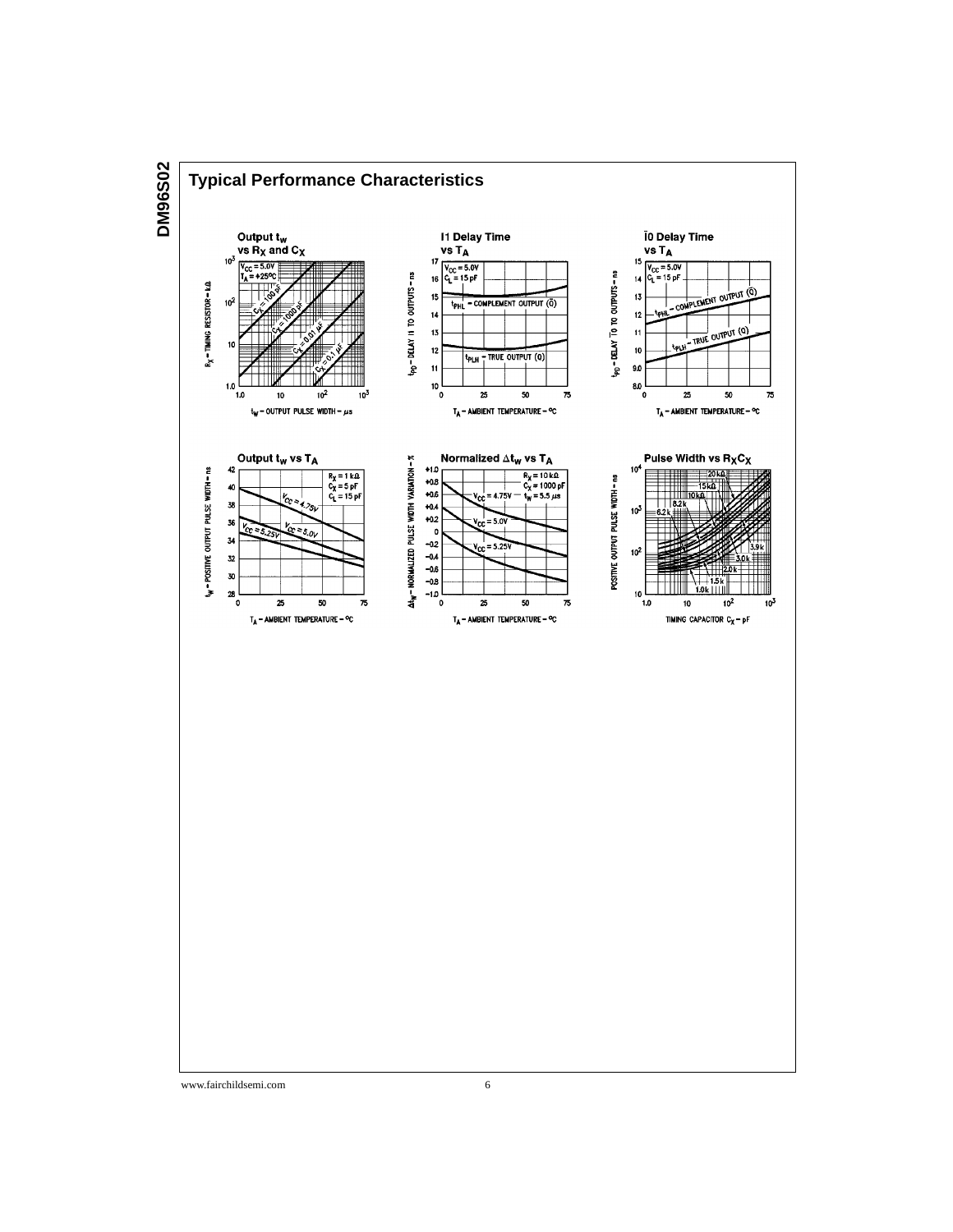## Typical Performance Characteristics

**Output $t_W$ vs $R_X$ and $C_X$**

$V_{CC} = 5.0V$
$T_A = +25°C$

$C_X = 100\ pF$, $C_X = 1000\ pF$, $C_X = 0.01\ \mu F$, $C_X = 0.1\ \mu F$

$R_X$ – TIMING RESISTOR – kΩ

$t_W$ – OUTPUT PULSE WIDTH – µs

**I1 Delay Time vs $T_A$**

$V_{CC} = 5.0V$
$C_L = 15\ pF$

$t_{PHL}$ – COMPLEMENT OUTPUT ($\overline{Q}$)

$t_{PLH}$ – TRUE OUTPUT (Q)

$t_{PD}$ – DELAY I1 TO OUTPUTS – ns

$T_A$ – AMBIENT TEMPERATURE – °C

**$\overline{I0}$ Delay Time vs $T_A$**

$V_{CC} = 5.0V$
$C_L = 15\ pF$

$t_{PHL}$ – COMPLEMENT OUTPUT ($\overline{Q}$)

$t_{PLH}$ – TRUE OUTPUT (Q)

$t_{PD}$ – DELAY $\overline{I0}$ TO OUTPUTS – ns

$T_A$ – AMBIENT TEMPERATURE – °C

**Output $t_W$ vs $T_A$**

$R_X = 1\ k\Omega$
$C_X = 5\ pF$
$C_L = 15\ pF$

$V_{CC} = 4.75V$, $V_{CC} = 5.0V$, $V_{CC} = 5.25V$

$t_W$ – POSITIVE OUTPUT PULSE WIDTH – ns

$T_A$ – AMBIENT TEMPERATURE – °C

**Normalized $\Delta t_W$ vs $T_A$**

$R_X = 10\ k\Omega$
$C_X = 1000\ pF$
$t_W = 5.5\ \mu s$

$V_{CC} = 4.75V$, $V_{CC} = 5.0V$, $V_{CC} = 5.25V$

$\Delta t_W$ – NORMALIZED PULSE WIDTH VARIATION – %

$T_A$ – AMBIENT TEMPERATURE – °C

**Pulse Width vs $R_X C_X$**

20 kΩ, 15kΩ, 10kΩ, 8.2k, 6.2k, 3.9k, 3.0k, 2.0k, 1.5k, 1.0k

POSITIVE OUTPUT PULSE WIDTH – ns

TIMING CAPACITOR $C_X$ – pF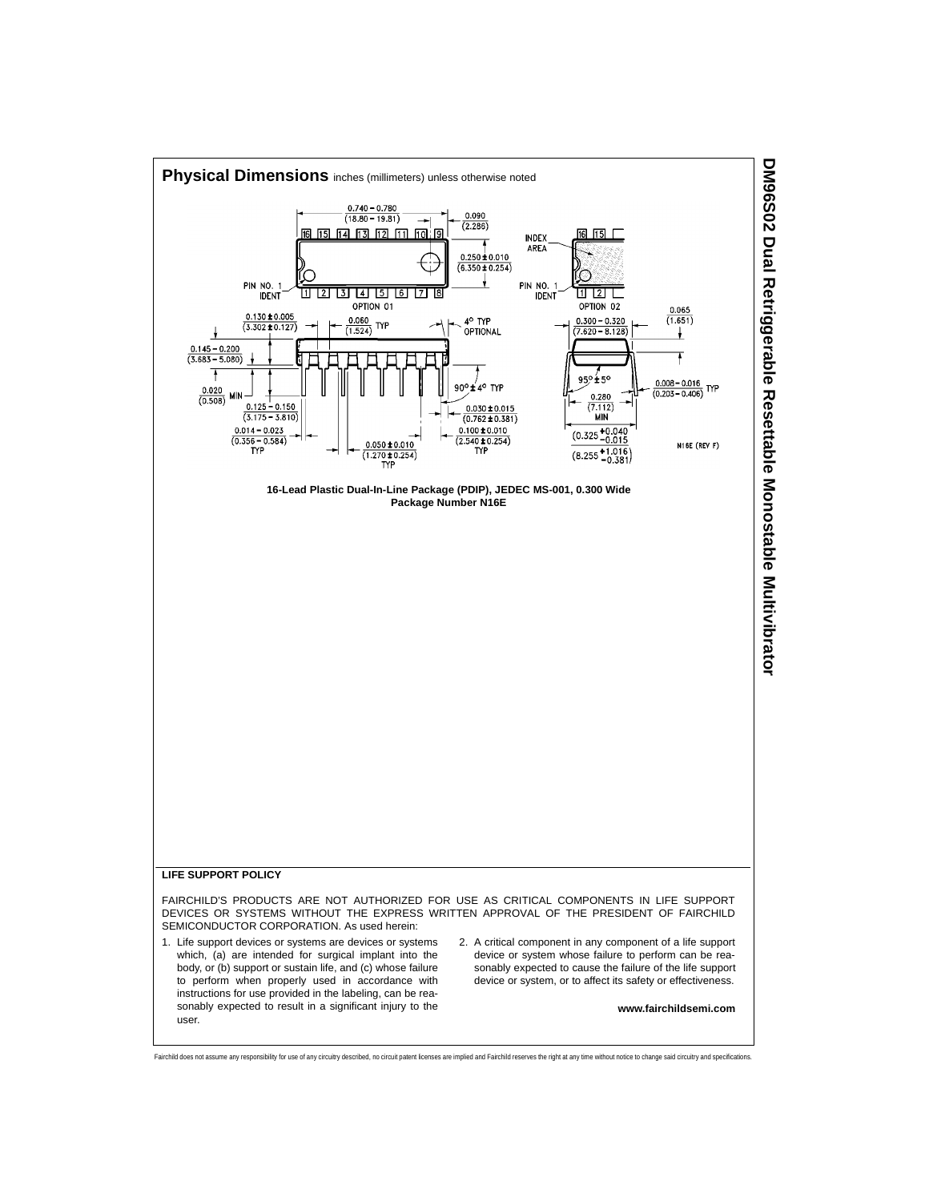## Physical Dimensions inches (millimeters) unless otherwise noted

0.740 – 0.780
(18.80 – 19.81)
0.090
(2.286)
16 15 14 13 12 11 10 9
INDEX AREA
0.250 ± 0.010
(6.350 ± 0.254)
PIN NO. 1 IDENT
1 2 3 4 5 6 7 8
OPTION 01
PIN NO. 1 IDENT
OPTION 02
0.130 ± 0.005
(3.302 ± 0.127)
0.060
(1.524) TYP
4° TYP OPTIONAL
0.300 – 0.320
(7.620 – 8.128)
0.065
(1.651)
0.145 – 0.200
(3.683 – 5.080)
95° ± 5°
0.008 – 0.016
(0.203 – 0.406) TYP
0.020
(0.508) MIN
90° ± 4° TYP
0.280
(7.112)
MIN
0.125 – 0.150
(3.175 – 3.810)
0.030 ± 0.015
(0.762 ± 0.381)
0.014 – 0.023
(0.356 – 0.584)
TYP
0.100 ± 0.010
(2.540 ± 0.254)
TYP
0.050 ± 0.010
(1.270 ± 0.254)
TYP
$\left(0.325 {}^{+0.040}_{-0.015}\right)$
$\left(8.255 {}^{+1.016}_{-0.381}\right)$
N16E (REV F)

**16-Lead Plastic Dual-In-Line Package (PDIP), JEDEC MS-001, 0.300 Wide**
**Package Number N16E**

**LIFE SUPPORT POLICY**

FAIRCHILD'S PRODUCTS ARE NOT AUTHORIZED FOR USE AS CRITICAL COMPONENTS IN LIFE SUPPORT DEVICES OR SYSTEMS WITHOUT THE EXPRESS WRITTEN APPROVAL OF THE PRESIDENT OF FAIRCHILD SEMICONDUCTOR CORPORATION. As used herein:

1. Life support devices or systems are devices or systems which, (a) are intended for surgical implant into the body, or (b) support or sustain life, and (c) whose failure to perform when properly used in accordance with instructions for use provided in the labeling, can be reasonably expected to result in a significant injury to the user.

2. A critical component in any component of a life support device or system whose failure to perform can be reasonably expected to cause the failure of the life support device or system, or to affect its safety or effectiveness.

**www.fairchildsemi.com**

Fairchild does not assume any responsibility for use of any circuitry described, no circuit patent licenses are implied and Fairchild reserves the right at any time without notice to change said circuitry and specifications.